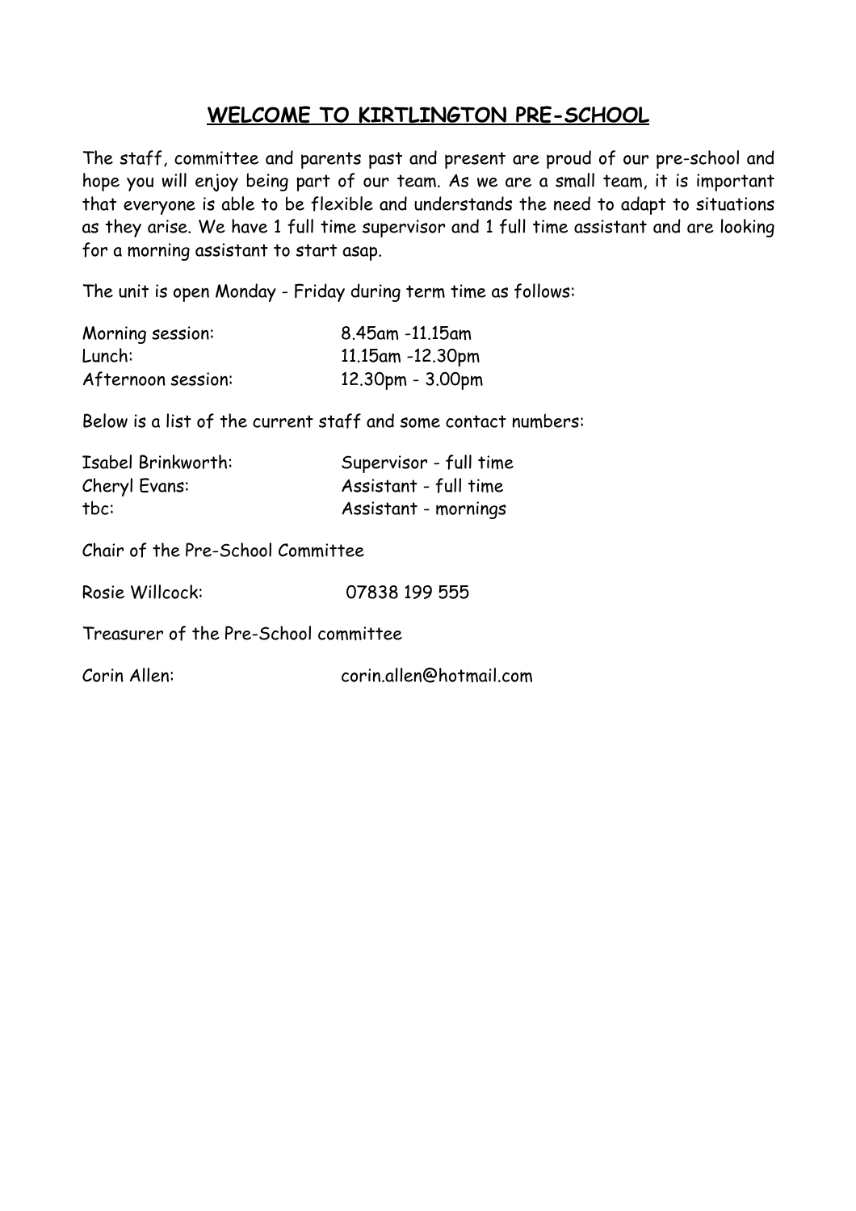# WELCOME TO KIRTLINGTON PRE-SCHOOL

The staff, committee and parents past and present are proud of our pre-school and hope you will enjoy being part of our team. As we are a small team, it is important that everyone is able to be flexible and understands the need to adapt to situations as they arise. We have 1 full time supervisor and 1 full time assistant and are looking for a morning assistant to start asap.

The unit is open Monday - Friday during term time as follows:

| | |
|---|---|
| Morning session: | 8.45am -11.15am |
| Lunch: | 11.15am -12.30pm |
| Afternoon session: | 12.30pm - 3.00pm |

Below is a list of the current staff and some contact numbers:

| | |
|---|---|
| Isabel Brinkworth: | Supervisor - full time |
| Cheryl Evans: | Assistant - full time |
| tbc: | Assistant - mornings |

Chair of the Pre-School Committee

Rosie Willcock: 07838 199 555

Treasurer of the Pre-School committee

Corin Allen: corin.allen@hotmail.com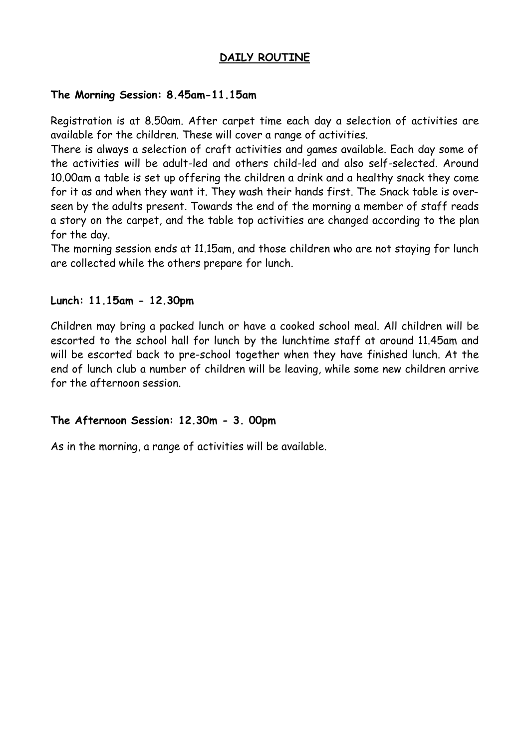## DAILY ROUTINE

**The Morning Session: 8.45am-11.15am**

Registration is at 8.50am. After carpet time each day a selection of activities are available for the children. These will cover a range of activities.

There is always a selection of craft activities and games available. Each day some of the activities will be adult-led and others child-led and also self-selected. Around 10.00am a table is set up offering the children a drink and a healthy snack they come for it as and when they want it. They wash their hands first. The Snack table is over-seen by the adults present. Towards the end of the morning a member of staff reads a story on the carpet, and the table top activities are changed according to the plan for the day.

The morning session ends at 11.15am, and those children who are not staying for lunch are collected while the others prepare for lunch.

**Lunch: 11.15am - 12.30pm**

Children may bring a packed lunch or have a cooked school meal. All children will be escorted to the school hall for lunch by the lunchtime staff at around 11.45am and will be escorted back to pre-school together when they have finished lunch. At the end of lunch club a number of children will be leaving, while some new children arrive for the afternoon session.

**The Afternoon Session: 12.30m - 3. 00pm**

As in the morning, a range of activities will be available.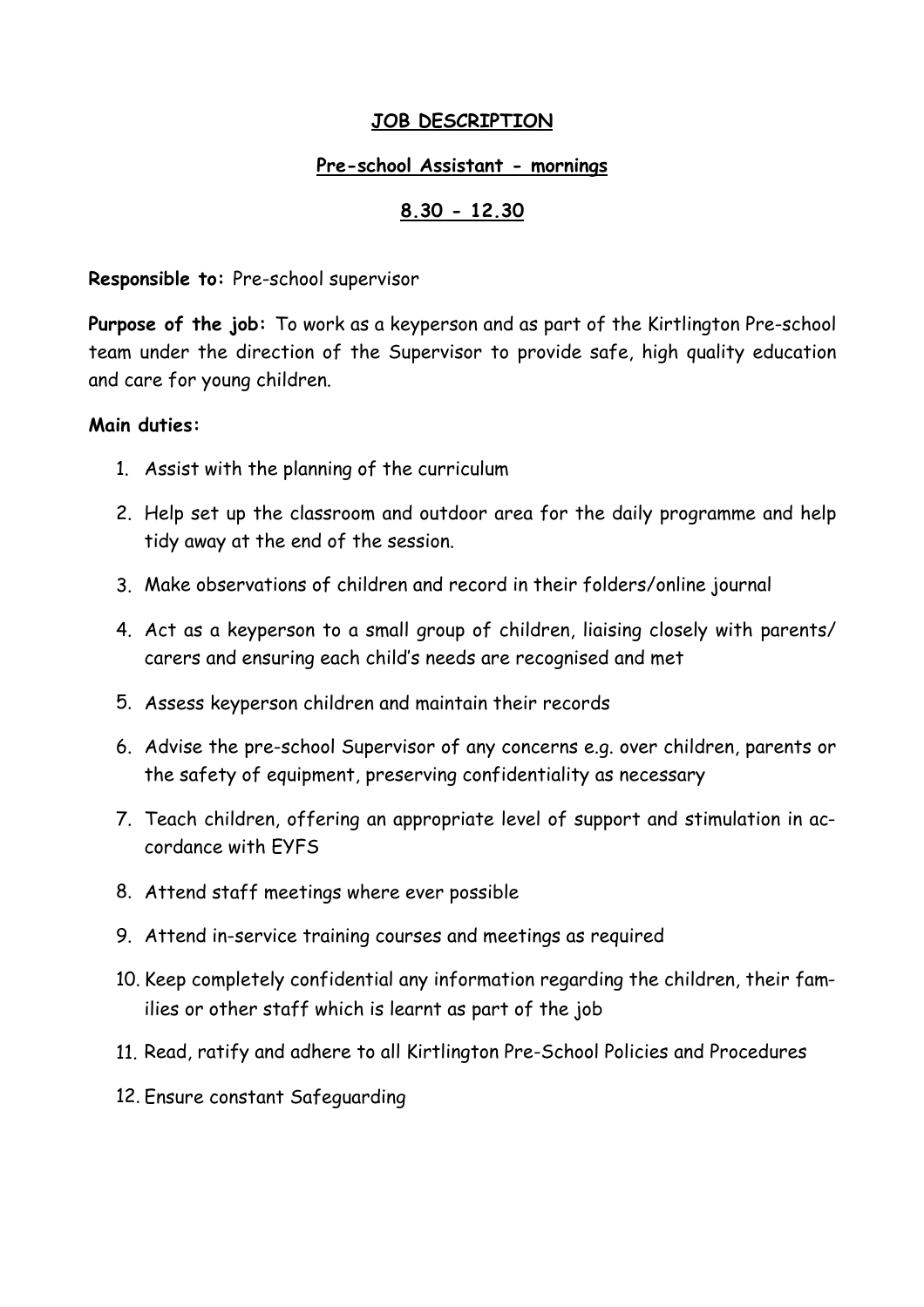# JOB DESCRIPTION

## Pre-school Assistant - mornings

## 8.30 - 12.30

**Responsible to:** Pre-school supervisor

**Purpose of the job:** To work as a keyperson and as part of the Kirtlington Pre-school team under the direction of the Supervisor to provide safe, high quality education and care for young children.

**Main duties:**

1. Assist with the planning of the curriculum
2. Help set up the classroom and outdoor area for the daily programme and help tidy away at the end of the session.
3. Make observations of children and record in their folders/online journal
4. Act as a keyperson to a small group of children, liaising closely with parents/ carers and ensuring each child's needs are recognised and met
5. Assess keyperson children and maintain their records
6. Advise the pre-school Supervisor of any concerns e.g. over children, parents or the safety of equipment, preserving confidentiality as necessary
7. Teach children, offering an appropriate level of support and stimulation in accordance with EYFS
8. Attend staff meetings where ever possible
9. Attend in-service training courses and meetings as required
10. Keep completely confidential any information regarding the children, their families or other staff which is learnt as part of the job
11. Read, ratify and adhere to all Kirtlington Pre-School Policies and Procedures
12. Ensure constant Safeguarding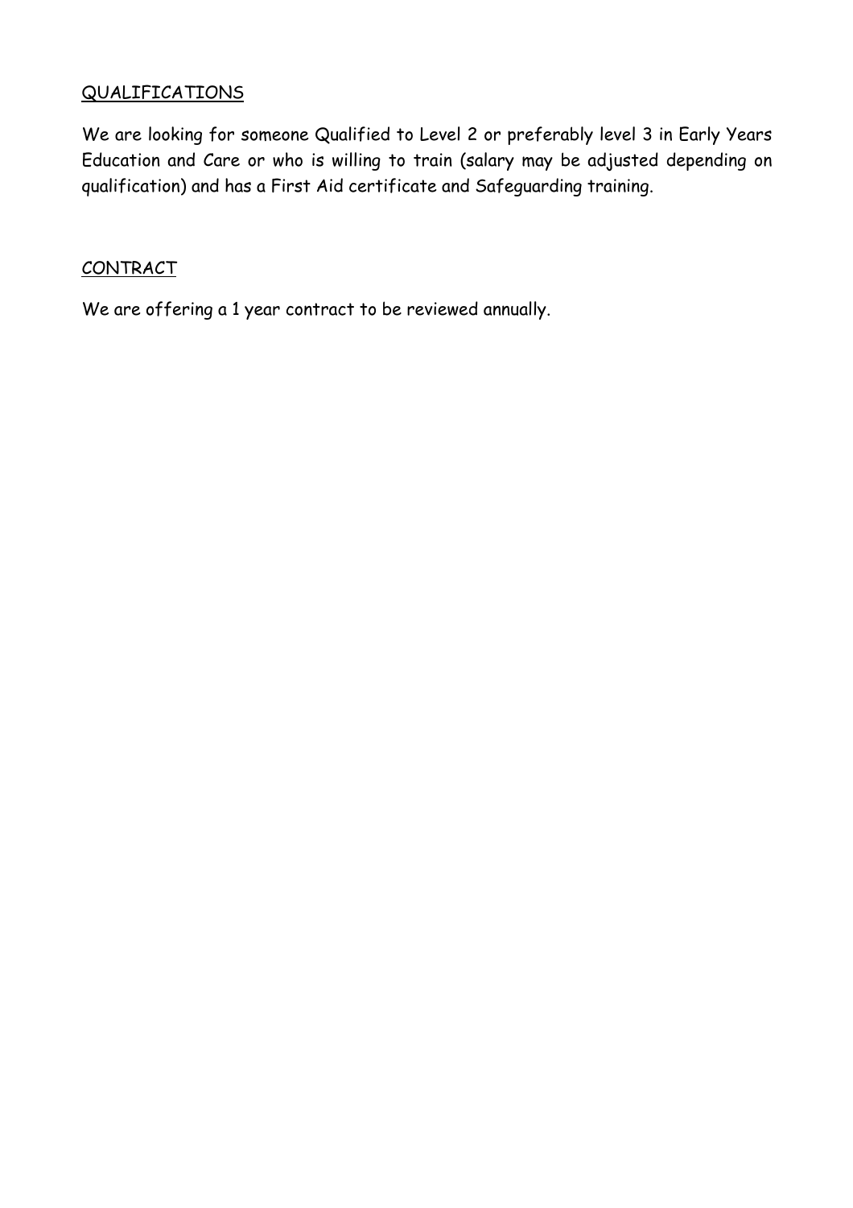## QUALIFICATIONS

We are looking for someone Qualified to Level 2 or preferably level 3 in Early Years Education and Care or who is willing to train (salary may be adjusted depending on qualification) and has a First Aid certificate and Safeguarding training.

## CONTRACT

We are offering a 1 year contract to be reviewed annually.